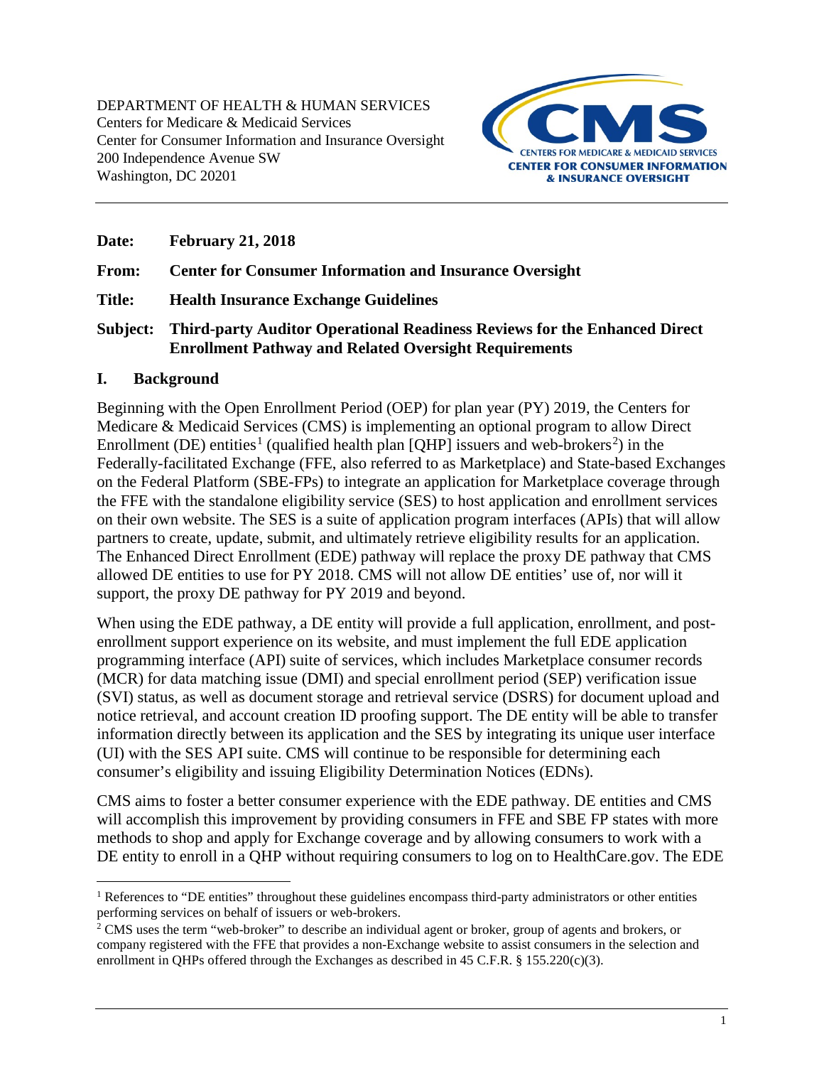DEPARTMENT OF HEALTH & HUMAN SERVICES
Centers for Medicare & Medicaid Services
Center for Consumer Information and Insurance Oversight
200 Independence Avenue SW
Washington, DC 20201

**Date:** **February 21, 2018**

**From:** **Center for Consumer Information and Insurance Oversight**

**Title:** **Health Insurance Exchange Guidelines**

**Subject:** **Third-party Auditor Operational Readiness Reviews for the Enhanced Direct Enrollment Pathway and Related Oversight Requirements**

## I. Background

Beginning with the Open Enrollment Period (OEP) for plan year (PY) 2019, the Centers for Medicare & Medicaid Services (CMS) is implementing an optional program to allow Direct Enrollment (DE) entities[1] (qualified health plan [QHP] issuers and web-brokers[2]) in the Federally-facilitated Exchange (FFE, also referred to as Marketplace) and State-based Exchanges on the Federal Platform (SBE-FPs) to integrate an application for Marketplace coverage through the FFE with the standalone eligibility service (SES) to host application and enrollment services on their own website. The SES is a suite of application program interfaces (APIs) that will allow partners to create, update, submit, and ultimately retrieve eligibility results for an application. The Enhanced Direct Enrollment (EDE) pathway will replace the proxy DE pathway that CMS allowed DE entities to use for PY 2018. CMS will not allow DE entities' use of, nor will it support, the proxy DE pathway for PY 2019 and beyond.

When using the EDE pathway, a DE entity will provide a full application, enrollment, and post-enrollment support experience on its website, and must implement the full EDE application programming interface (API) suite of services, which includes Marketplace consumer records (MCR) for data matching issue (DMI) and special enrollment period (SEP) verification issue (SVI) status, as well as document storage and retrieval service (DSRS) for document upload and notice retrieval, and account creation ID proofing support. The DE entity will be able to transfer information directly between its application and the SES by integrating its unique user interface (UI) with the SES API suite. CMS will continue to be responsible for determining each consumer's eligibility and issuing Eligibility Determination Notices (EDNs).

CMS aims to foster a better consumer experience with the EDE pathway. DE entities and CMS will accomplish this improvement by providing consumers in FFE and SBE FP states with more methods to shop and apply for Exchange coverage and by allowing consumers to work with a DE entity to enroll in a QHP without requiring consumers to log on to HealthCare.gov. The EDE

[1] References to "DE entities" throughout these guidelines encompass third-party administrators or other entities performing services on behalf of issuers or web-brokers.

[2] CMS uses the term "web-broker" to describe an individual agent or broker, group of agents and brokers, or company registered with the FFE that provides a non-Exchange website to assist consumers in the selection and enrollment in QHPs offered through the Exchanges as described in 45 C.F.R. § 155.220(c)(3).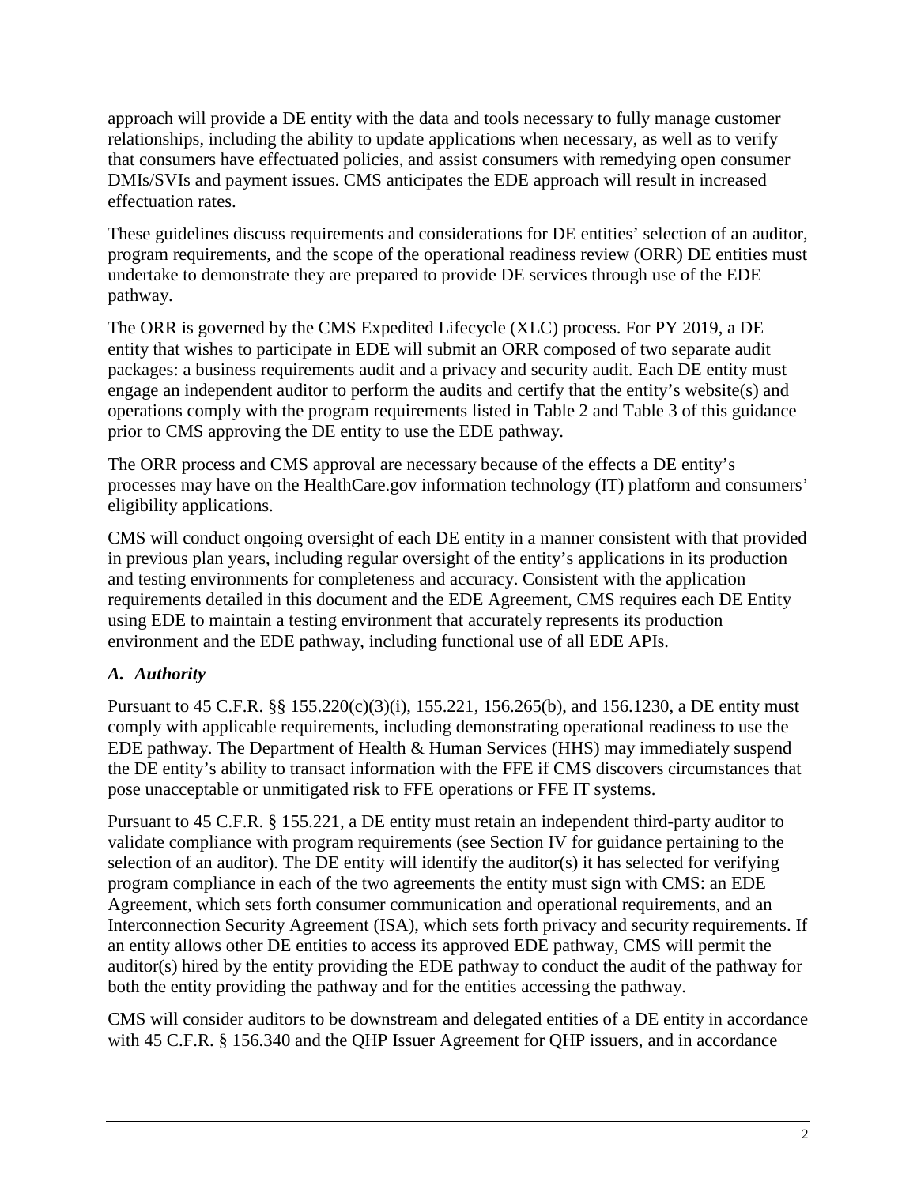approach will provide a DE entity with the data and tools necessary to fully manage customer relationships, including the ability to update applications when necessary, as well as to verify that consumers have effectuated policies, and assist consumers with remedying open consumer DMIs/SVIs and payment issues. CMS anticipates the EDE approach will result in increased effectuation rates.

These guidelines discuss requirements and considerations for DE entities' selection of an auditor, program requirements, and the scope of the operational readiness review (ORR) DE entities must undertake to demonstrate they are prepared to provide DE services through use of the EDE pathway.

The ORR is governed by the CMS Expedited Lifecycle (XLC) process. For PY 2019, a DE entity that wishes to participate in EDE will submit an ORR composed of two separate audit packages: a business requirements audit and a privacy and security audit. Each DE entity must engage an independent auditor to perform the audits and certify that the entity's website(s) and operations comply with the program requirements listed in Table 2 and Table 3 of this guidance prior to CMS approving the DE entity to use the EDE pathway.

The ORR process and CMS approval are necessary because of the effects a DE entity's processes may have on the HealthCare.gov information technology (IT) platform and consumers' eligibility applications.

CMS will conduct ongoing oversight of each DE entity in a manner consistent with that provided in previous plan years, including regular oversight of the entity's applications in its production and testing environments for completeness and accuracy. Consistent with the application requirements detailed in this document and the EDE Agreement, CMS requires each DE Entity using EDE to maintain a testing environment that accurately represents its production environment and the EDE pathway, including functional use of all EDE APIs.

### *A. Authority*

Pursuant to 45 C.F.R. §§ 155.220(c)(3)(i), 155.221, 156.265(b), and 156.1230, a DE entity must comply with applicable requirements, including demonstrating operational readiness to use the EDE pathway. The Department of Health & Human Services (HHS) may immediately suspend the DE entity's ability to transact information with the FFE if CMS discovers circumstances that pose unacceptable or unmitigated risk to FFE operations or FFE IT systems.

Pursuant to 45 C.F.R. § 155.221, a DE entity must retain an independent third-party auditor to validate compliance with program requirements (see Section IV for guidance pertaining to the selection of an auditor). The DE entity will identify the auditor(s) it has selected for verifying program compliance in each of the two agreements the entity must sign with CMS: an EDE Agreement, which sets forth consumer communication and operational requirements, and an Interconnection Security Agreement (ISA), which sets forth privacy and security requirements. If an entity allows other DE entities to access its approved EDE pathway, CMS will permit the auditor(s) hired by the entity providing the EDE pathway to conduct the audit of the pathway for both the entity providing the pathway and for the entities accessing the pathway.

CMS will consider auditors to be downstream and delegated entities of a DE entity in accordance with 45 C.F.R. § 156.340 and the QHP Issuer Agreement for QHP issuers, and in accordance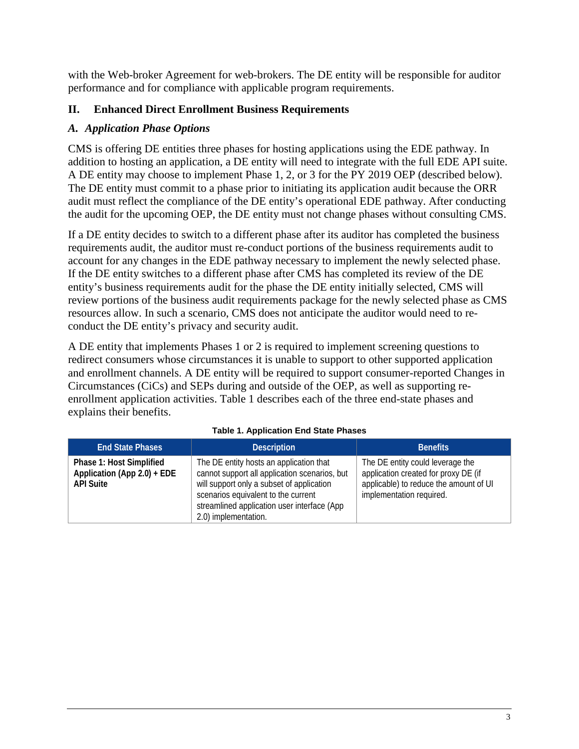with the Web-broker Agreement for web-brokers. The DE entity will be responsible for auditor performance and for compliance with applicable program requirements.

## II. Enhanced Direct Enrollment Business Requirements

### *A. Application Phase Options*

CMS is offering DE entities three phases for hosting applications using the EDE pathway. In addition to hosting an application, a DE entity will need to integrate with the full EDE API suite. A DE entity may choose to implement Phase 1, 2, or 3 for the PY 2019 OEP (described below). The DE entity must commit to a phase prior to initiating its application audit because the ORR audit must reflect the compliance of the DE entity's operational EDE pathway. After conducting the audit for the upcoming OEP, the DE entity must not change phases without consulting CMS.

If a DE entity decides to switch to a different phase after its auditor has completed the business requirements audit, the auditor must re-conduct portions of the business requirements audit to account for any changes in the EDE pathway necessary to implement the newly selected phase. If the DE entity switches to a different phase after CMS has completed its review of the DE entity's business requirements audit for the phase the DE entity initially selected, CMS will review portions of the business audit requirements package for the newly selected phase as CMS resources allow. In such a scenario, CMS does not anticipate the auditor would need to re-conduct the DE entity's privacy and security audit.

A DE entity that implements Phases 1 or 2 is required to implement screening questions to redirect consumers whose circumstances it is unable to support to other supported application and enrollment channels. A DE entity will be required to support consumer-reported Changes in Circumstances (CiCs) and SEPs during and outside of the OEP, as well as supporting re-enrollment application activities. Table 1 describes each of the three end-state phases and explains their benefits.

**Table 1. Application End State Phases**

| End State Phases | Description | Benefits |
|---|---|---|
| **Phase 1: Host Simplified Application (App 2.0) + EDE API Suite** | The DE entity hosts an application that cannot support all application scenarios, but will support only a subset of application scenarios equivalent to the current streamlined application user interface (App 2.0) implementation. | The DE entity could leverage the application created for proxy DE (if applicable) to reduce the amount of UI implementation required. |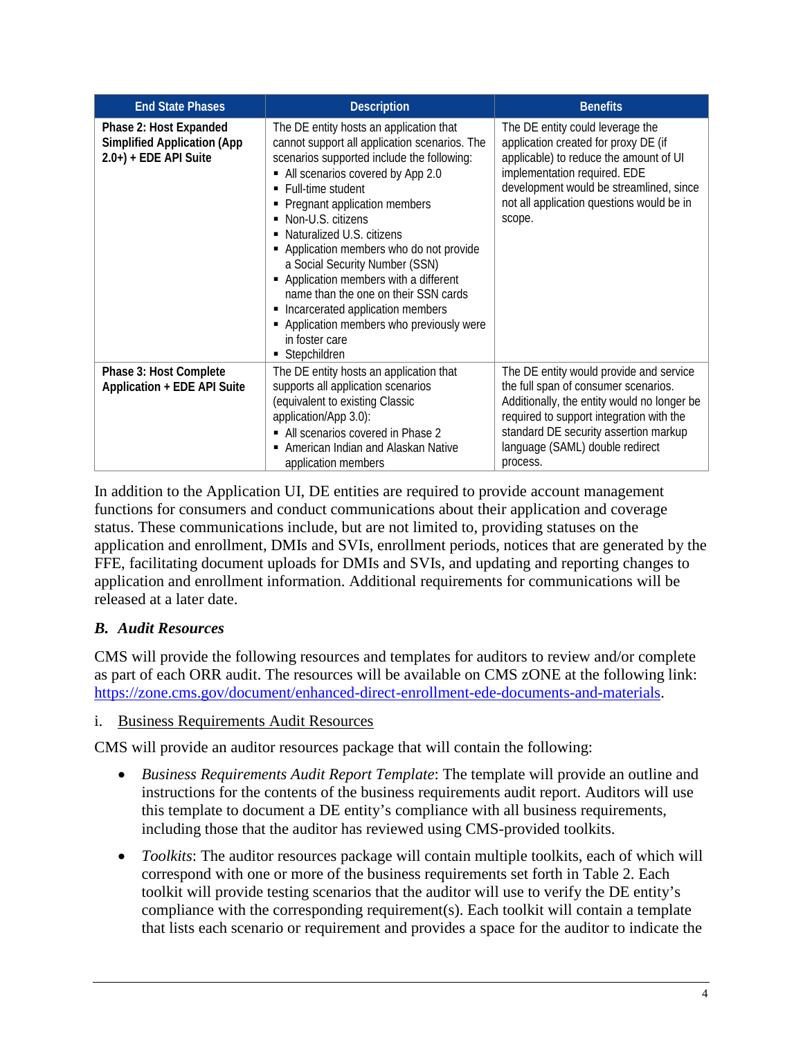| End State Phases | Description | Benefits |
| --- | --- | --- |
| **Phase 2: Host Expanded Simplified Application (App 2.0+) + EDE API Suite** | The DE entity hosts an application that cannot support all application scenarios. The scenarios supported include the following:<br>▪ All scenarios covered by App 2.0<br>▪ Full-time student<br>▪ Pregnant application members<br>▪ Non-U.S. citizens<br>▪ Naturalized U.S. citizens<br>▪ Application members who do not provide a Social Security Number (SSN)<br>▪ Application members with a different name than the one on their SSN cards<br>▪ Incarcerated application members<br>▪ Application members who previously were in foster care<br>▪ Stepchildren | The DE entity could leverage the application created for proxy DE (if applicable) to reduce the amount of UI implementation required. EDE development would be streamlined, since not all application questions would be in scope. |
| **Phase 3: Host Complete Application + EDE API Suite** | The DE entity hosts an application that supports all application scenarios (equivalent to existing Classic application/App 3.0):<br>▪ All scenarios covered in Phase 2<br>▪ American Indian and Alaskan Native application members | The DE entity would provide and service the full span of consumer scenarios. Additionally, the entity would no longer be required to support integration with the standard DE security assertion markup language (SAML) double redirect process. |

In addition to the Application UI, DE entities are required to provide account management functions for consumers and conduct communications about their application and coverage status. These communications include, but are not limited to, providing statuses on the application and enrollment, DMIs and SVIs, enrollment periods, notices that are generated by the FFE, facilitating document uploads for DMIs and SVIs, and updating and reporting changes to application and enrollment information. Additional requirements for communications will be released at a later date.

### *B. Audit Resources*

CMS will provide the following resources and templates for auditors to review and/or complete as part of each ORR audit. The resources will be available on CMS zONE at the following link: https://zone.cms.gov/document/enhanced-direct-enrollment-ede-documents-and-materials.

#### i. Business Requirements Audit Resources

CMS will provide an auditor resources package that will contain the following:

- *Business Requirements Audit Report Template*: The template will provide an outline and instructions for the contents of the business requirements audit report. Auditors will use this template to document a DE entity's compliance with all business requirements, including those that the auditor has reviewed using CMS-provided toolkits.
- *Toolkits*: The auditor resources package will contain multiple toolkits, each of which will correspond with one or more of the business requirements set forth in Table 2. Each toolkit will provide testing scenarios that the auditor will use to verify the DE entity's compliance with the corresponding requirement(s). Each toolkit will contain a template that lists each scenario or requirement and provides a space for the auditor to indicate the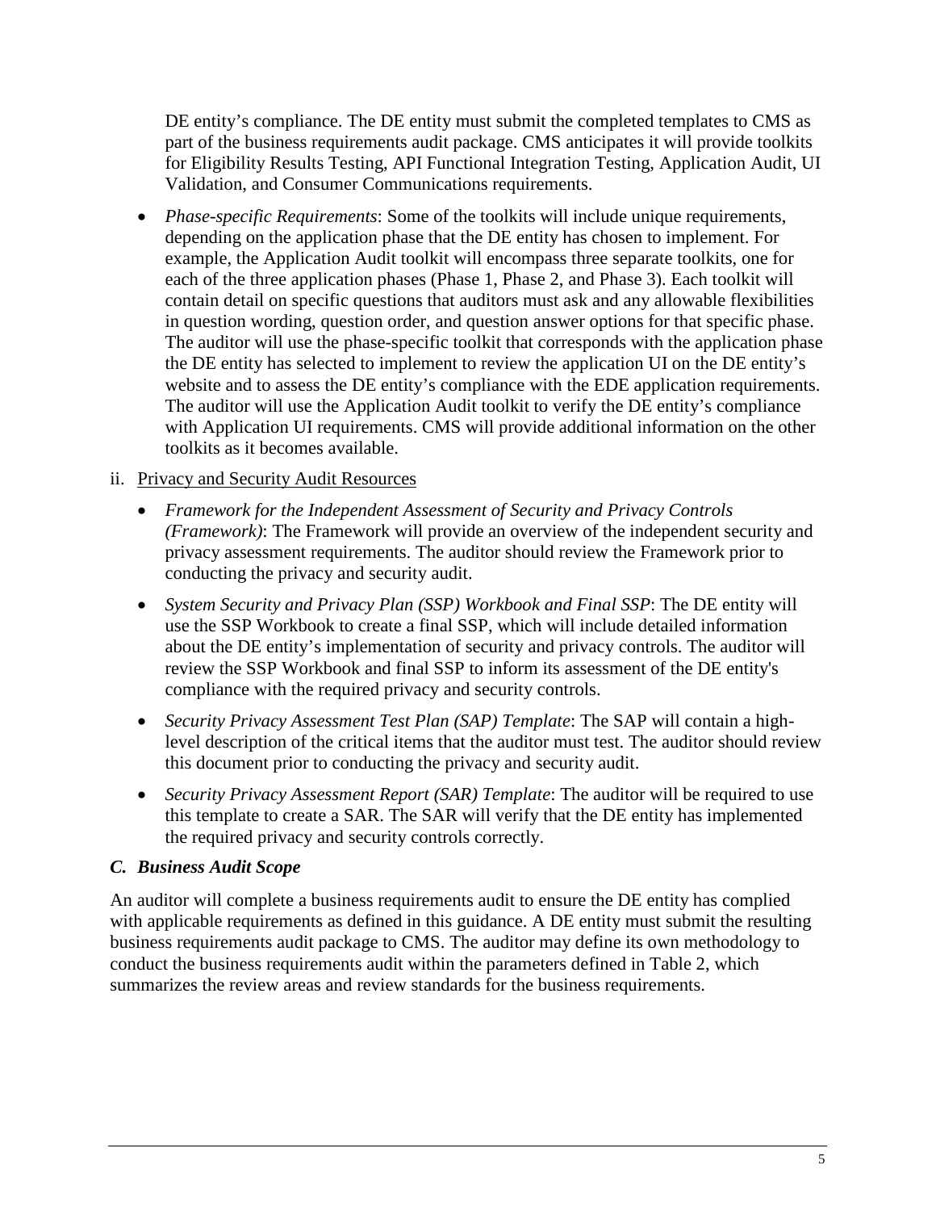DE entity's compliance. The DE entity must submit the completed templates to CMS as part of the business requirements audit package. CMS anticipates it will provide toolkits for Eligibility Results Testing, API Functional Integration Testing, Application Audit, UI Validation, and Consumer Communications requirements.

- *Phase-specific Requirements*: Some of the toolkits will include unique requirements, depending on the application phase that the DE entity has chosen to implement. For example, the Application Audit toolkit will encompass three separate toolkits, one for each of the three application phases (Phase 1, Phase 2, and Phase 3). Each toolkit will contain detail on specific questions that auditors must ask and any allowable flexibilities in question wording, question order, and question answer options for that specific phase. The auditor will use the phase-specific toolkit that corresponds with the application phase the DE entity has selected to implement to review the application UI on the DE entity's website and to assess the DE entity's compliance with the EDE application requirements. The auditor will use the Application Audit toolkit to verify the DE entity's compliance with Application UI requirements. CMS will provide additional information on the other toolkits as it becomes available.

ii. Privacy and Security Audit Resources

- *Framework for the Independent Assessment of Security and Privacy Controls (Framework)*: The Framework will provide an overview of the independent security and privacy assessment requirements. The auditor should review the Framework prior to conducting the privacy and security audit.
- *System Security and Privacy Plan (SSP) Workbook and Final SSP*: The DE entity will use the SSP Workbook to create a final SSP, which will include detailed information about the DE entity's implementation of security and privacy controls. The auditor will review the SSP Workbook and final SSP to inform its assessment of the DE entity's compliance with the required privacy and security controls.
- *Security Privacy Assessment Test Plan (SAP) Template*: The SAP will contain a high-level description of the critical items that the auditor must test. The auditor should review this document prior to conducting the privacy and security audit.
- *Security Privacy Assessment Report (SAR) Template*: The auditor will be required to use this template to create a SAR. The SAR will verify that the DE entity has implemented the required privacy and security controls correctly.

### *C. Business Audit Scope*

An auditor will complete a business requirements audit to ensure the DE entity has complied with applicable requirements as defined in this guidance. A DE entity must submit the resulting business requirements audit package to CMS. The auditor may define its own methodology to conduct the business requirements audit within the parameters defined in Table 2, which summarizes the review areas and review standards for the business requirements.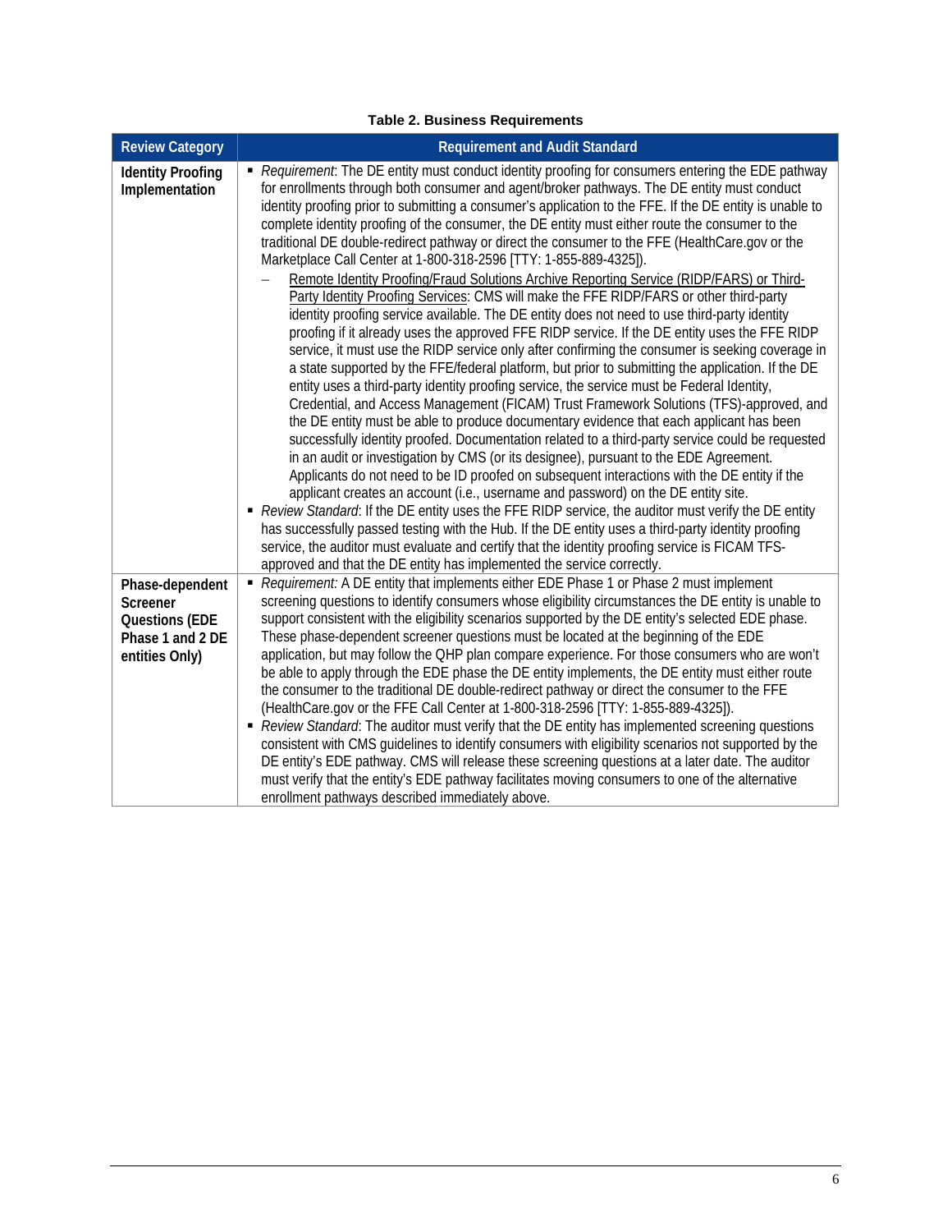**Table 2. Business Requirements**

| Review Category | Requirement and Audit Standard |
|---|---|
| **Identity Proofing Implementation** | ▪ *Requirement*: The DE entity must conduct identity proofing for consumers entering the EDE pathway for enrollments through both consumer and agent/broker pathways. The DE entity must conduct identity proofing prior to submitting a consumer's application to the FFE. If the DE entity is unable to complete identity proofing of the consumer, the DE entity must either route the consumer to the traditional DE double-redirect pathway or direct the consumer to the FFE (HealthCare.gov or the Marketplace Call Center at 1-800-318-2596 [TTY: 1-855-889-4325]).<br>– Remote Identity Proofing/Fraud Solutions Archive Reporting Service (RIDP/FARS) or Third-Party Identity Proofing Services: CMS will make the FFE RIDP/FARS or other third-party identity proofing service available. The DE entity does not need to use third-party identity proofing if it already uses the approved FFE RIDP service. If the DE entity uses the FFE RIDP service, it must use the RIDP service only after confirming the consumer is seeking coverage in a state supported by the FFE/federal platform, but prior to submitting the application. If the DE entity uses a third-party identity proofing service, the service must be Federal Identity, Credential, and Access Management (FICAM) Trust Framework Solutions (TFS)-approved, and the DE entity must be able to produce documentary evidence that each applicant has been successfully identity proofed. Documentation related to a third-party service could be requested in an audit or investigation by CMS (or its designee), pursuant to the EDE Agreement. Applicants do not need to be ID proofed on subsequent interactions with the DE entity if the applicant creates an account (i.e., username and password) on the DE entity site.<br>▪ *Review Standard*: If the DE entity uses the FFE RIDP service, the auditor must verify the DE entity has successfully passed testing with the Hub. If the DE entity uses a third-party identity proofing service, the auditor must evaluate and certify that the identity proofing service is FICAM TFS-approved and that the DE entity has implemented the service correctly. |
| **Phase-dependent Screener Questions (EDE Phase 1 and 2 DE entities Only)** | ▪ *Requirement:* A DE entity that implements either EDE Phase 1 or Phase 2 must implement screening questions to identify consumers whose eligibility circumstances the DE entity is unable to support consistent with the eligibility scenarios supported by the DE entity's selected EDE phase. These phase-dependent screener questions must be located at the beginning of the EDE application, but may follow the QHP plan compare experience. For those consumers who are won't be able to apply through the EDE phase the DE entity implements, the DE entity must either route the consumer to the traditional DE double-redirect pathway or direct the consumer to the FFE (HealthCare.gov or the FFE Call Center at 1-800-318-2596 [TTY: 1-855-889-4325]).<br>▪ *Review Standard*: The auditor must verify that the DE entity has implemented screening questions consistent with CMS guidelines to identify consumers with eligibility scenarios not supported by the DE entity's EDE pathway. CMS will release these screening questions at a later date. The auditor must verify that the entity's EDE pathway facilitates moving consumers to one of the alternative enrollment pathways described immediately above. |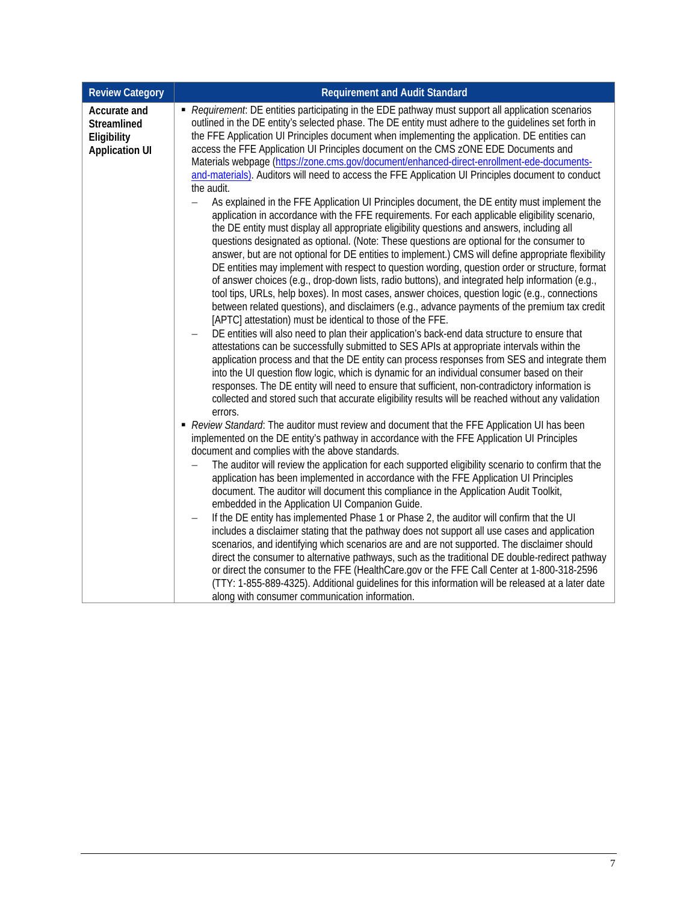| Review Category | Requirement and Audit Standard |
|---|---|
| **Accurate and Streamlined Eligibility Application UI** | ▪ *Requirement*: DE entities participating in the EDE pathway must support all application scenarios outlined in the DE entity's selected phase. The DE entity must adhere to the guidelines set forth in the FFE Application UI Principles document when implementing the application. DE entities can access the FFE Application UI Principles document on the CMS zONE EDE Documents and Materials webpage (https://zone.cms.gov/document/enhanced-direct-enrollment-ede-documents-and-materials). Auditors will need to access the FFE Application UI Principles document to conduct the audit.<br>– As explained in the FFE Application UI Principles document, the DE entity must implement the application in accordance with the FFE requirements. For each applicable eligibility scenario, the DE entity must display all appropriate eligibility questions and answers, including all questions designated as optional. (Note: These questions are optional for the consumer to answer, but are not optional for DE entities to implement.) CMS will define appropriate flexibility DE entities may implement with respect to question wording, question order or structure, format of answer choices (e.g., drop-down lists, radio buttons), and integrated help information (e.g., tool tips, URLs, help boxes). In most cases, answer choices, question logic (e.g., connections between related questions), and disclaimers (e.g., advance payments of the premium tax credit [APTC] attestation) must be identical to those of the FFE.<br>– DE entities will also need to plan their application's back-end data structure to ensure that attestations can be successfully submitted to SES APIs at appropriate intervals within the application process and that the DE entity can process responses from SES and integrate them into the UI question flow logic, which is dynamic for an individual consumer based on their responses. The DE entity will need to ensure that sufficient, non-contradictory information is collected and stored such that accurate eligibility results will be reached without any validation errors.<br>▪ *Review Standard*: The auditor must review and document that the FFE Application UI has been implemented on the DE entity's pathway in accordance with the FFE Application UI Principles document and complies with the above standards.<br>– The auditor will review the application for each supported eligibility scenario to confirm that the application has been implemented in accordance with the FFE Application UI Principles document. The auditor will document this compliance in the Application Audit Toolkit, embedded in the Application UI Companion Guide.<br>– If the DE entity has implemented Phase 1 or Phase 2, the auditor will confirm that the UI includes a disclaimer stating that the pathway does not support all use cases and application scenarios, and identifying which scenarios are and are not supported. The disclaimer should direct the consumer to alternative pathways, such as the traditional DE double-redirect pathway or direct the consumer to the FFE (HealthCare.gov or the FFE Call Center at 1-800-318-2596 (TTY: 1-855-889-4325). Additional guidelines for this information will be released at a later date along with consumer communication information. |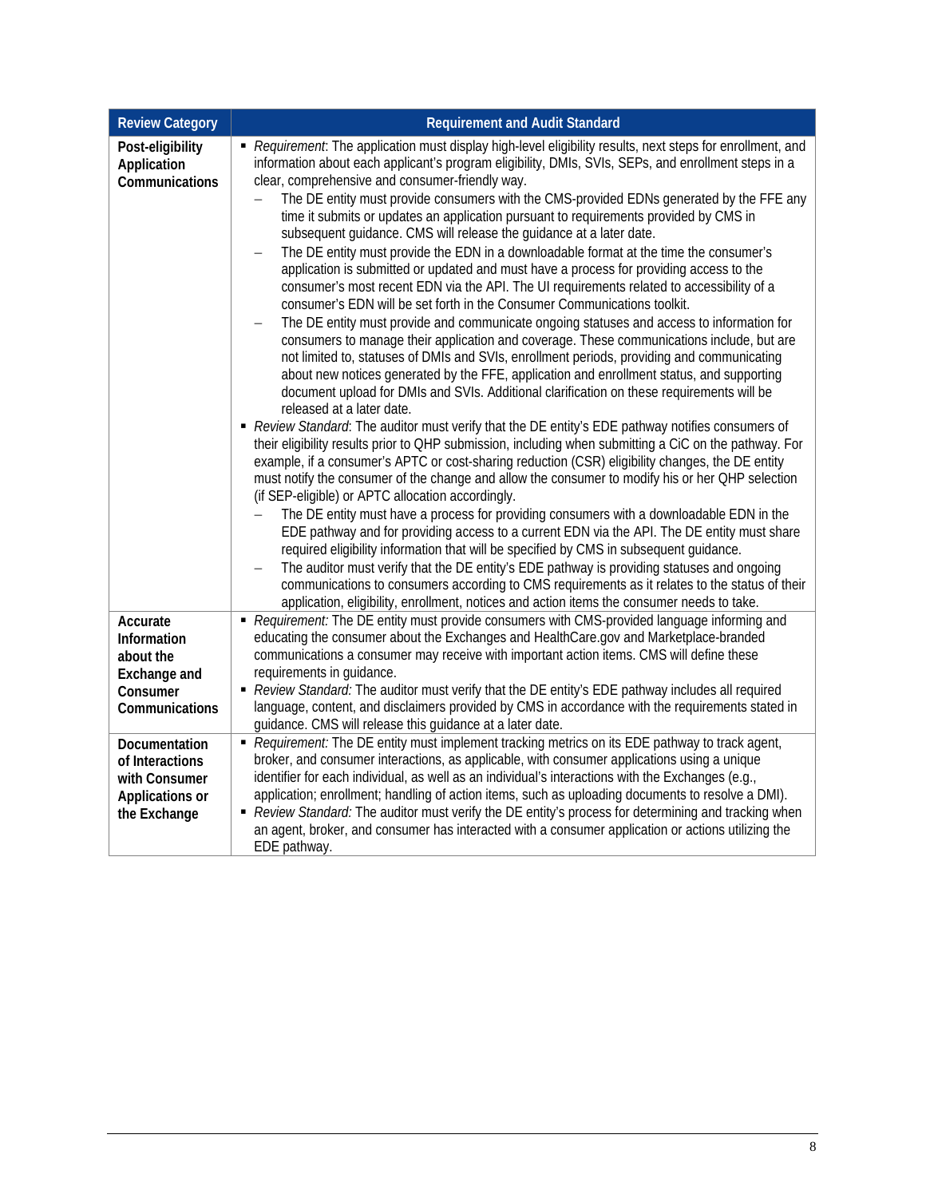| Review Category | Requirement and Audit Standard |
|---|---|
| **Post-eligibility Application Communications** | ▪ *Requirement*: The application must display high-level eligibility results, next steps for enrollment, and information about each applicant's program eligibility, DMIs, SVIs, SEPs, and enrollment steps in a clear, comprehensive and consumer-friendly way.<br>– The DE entity must provide consumers with the CMS-provided EDNs generated by the FFE any time it submits or updates an application pursuant to requirements provided by CMS in subsequent guidance. CMS will release the guidance at a later date.<br>– The DE entity must provide the EDN in a downloadable format at the time the consumer's application is submitted or updated and must have a process for providing access to the consumer's most recent EDN via the API. The UI requirements related to accessibility of a consumer's EDN will be set forth in the Consumer Communications toolkit.<br>– The DE entity must provide and communicate ongoing statuses and access to information for consumers to manage their application and coverage. These communications include, but are not limited to, statuses of DMIs and SVIs, enrollment periods, providing and communicating about new notices generated by the FFE, application and enrollment status, and supporting document upload for DMIs and SVIs. Additional clarification on these requirements will be released at a later date.<br>▪ *Review Standard*: The auditor must verify that the DE entity's EDE pathway notifies consumers of their eligibility results prior to QHP submission, including when submitting a CiC on the pathway. For example, if a consumer's APTC or cost-sharing reduction (CSR) eligibility changes, the DE entity must notify the consumer of the change and allow the consumer to modify his or her QHP selection (if SEP-eligible) or APTC allocation accordingly.<br>– The DE entity must have a process for providing consumers with a downloadable EDN in the EDE pathway and for providing access to a current EDN via the API. The DE entity must share required eligibility information that will be specified by CMS in subsequent guidance.<br>– The auditor must verify that the DE entity's EDE pathway is providing statuses and ongoing communications to consumers according to CMS requirements as it relates to the status of their application, eligibility, enrollment, notices and action items the consumer needs to take. |
| **Accurate Information about the Exchange and Consumer Communications** | ▪ *Requirement:* The DE entity must provide consumers with CMS-provided language informing and educating the consumer about the Exchanges and HealthCare.gov and Marketplace-branded communications a consumer may receive with important action items. CMS will define these requirements in guidance.<br>▪ *Review Standard:* The auditor must verify that the DE entity's EDE pathway includes all required language, content, and disclaimers provided by CMS in accordance with the requirements stated in guidance. CMS will release this guidance at a later date. |
| **Documentation of Interactions with Consumer Applications or the Exchange** | ▪ *Requirement:* The DE entity must implement tracking metrics on its EDE pathway to track agent, broker, and consumer interactions, as applicable, with consumer applications using a unique identifier for each individual, as well as an individual's interactions with the Exchanges (e.g., application; enrollment; handling of action items, such as uploading documents to resolve a DMI).<br>▪ *Review Standard:* The auditor must verify the DE entity's process for determining and tracking when an agent, broker, and consumer has interacted with a consumer application or actions utilizing the EDE pathway. |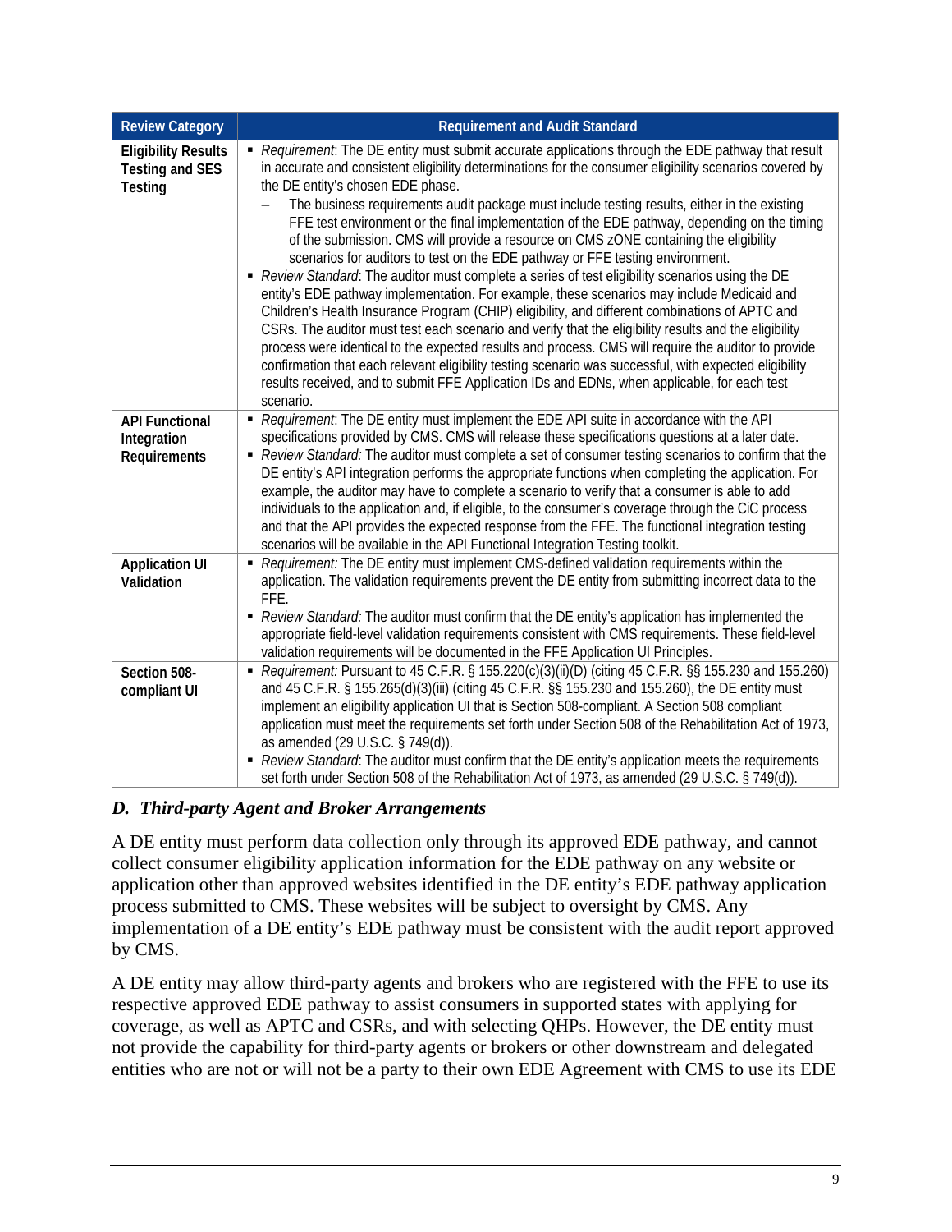| Review Category | Requirement and Audit Standard |
|---|---|
| **Eligibility Results Testing and SES Testing** | ▪ *Requirement*: The DE entity must submit accurate applications through the EDE pathway that result in accurate and consistent eligibility determinations for the consumer eligibility scenarios covered by the DE entity's chosen EDE phase. <br> – The business requirements audit package must include testing results, either in the existing FFE test environment or the final implementation of the EDE pathway, depending on the timing of the submission. CMS will provide a resource on CMS zONE containing the eligibility scenarios for auditors to test on the EDE pathway or FFE testing environment. <br> ▪ *Review Standard*: The auditor must complete a series of test eligibility scenarios using the DE entity's EDE pathway implementation. For example, these scenarios may include Medicaid and Children's Health Insurance Program (CHIP) eligibility, and different combinations of APTC and CSRs. The auditor must test each scenario and verify that the eligibility results and the eligibility process were identical to the expected results and process. CMS will require the auditor to provide confirmation that each relevant eligibility testing scenario was successful, with expected eligibility results received, and to submit FFE Application IDs and EDNs, when applicable, for each test scenario. |
| **API Functional Integration Requirements** | ▪ *Requirement*: The DE entity must implement the EDE API suite in accordance with the API specifications provided by CMS. CMS will release these specifications questions at a later date. <br> ▪ *Review Standard:* The auditor must complete a set of consumer testing scenarios to confirm that the DE entity's API integration performs the appropriate functions when completing the application. For example, the auditor may have to complete a scenario to verify that a consumer is able to add individuals to the application and, if eligible, to the consumer's coverage through the CiC process and that the API provides the expected response from the FFE. The functional integration testing scenarios will be available in the API Functional Integration Testing toolkit. |
| **Application UI Validation** | ▪ *Requirement:* The DE entity must implement CMS-defined validation requirements within the application. The validation requirements prevent the DE entity from submitting incorrect data to the FFE. <br> ▪ *Review Standard:* The auditor must confirm that the DE entity's application has implemented the appropriate field-level validation requirements consistent with CMS requirements. These field-level validation requirements will be documented in the FFE Application UI Principles. |
| **Section 508-compliant UI** | ▪ *Requirement:* Pursuant to 45 C.F.R. § 155.220(c)(3)(ii)(D) (citing 45 C.F.R. §§ 155.230 and 155.260) and 45 C.F.R. § 155.265(d)(3)(iii) (citing 45 C.F.R. §§ 155.230 and 155.260), the DE entity must implement an eligibility application UI that is Section 508-compliant. A Section 508 compliant application must meet the requirements set forth under Section 508 of the Rehabilitation Act of 1973, as amended (29 U.S.C. § 749(d)). <br> ▪ *Review Standard*: The auditor must confirm that the DE entity's application meets the requirements set forth under Section 508 of the Rehabilitation Act of 1973, as amended (29 U.S.C. § 749(d)). |

### *D. Third-party Agent and Broker Arrangements*

A DE entity must perform data collection only through its approved EDE pathway, and cannot collect consumer eligibility application information for the EDE pathway on any website or application other than approved websites identified in the DE entity's EDE pathway application process submitted to CMS. These websites will be subject to oversight by CMS. Any implementation of a DE entity's EDE pathway must be consistent with the audit report approved by CMS.

A DE entity may allow third-party agents and brokers who are registered with the FFE to use its respective approved EDE pathway to assist consumers in supported states with applying for coverage, as well as APTC and CSRs, and with selecting QHPs. However, the DE entity must not provide the capability for third-party agents or brokers or other downstream and delegated entities who are not or will not be a party to their own EDE Agreement with CMS to use its EDE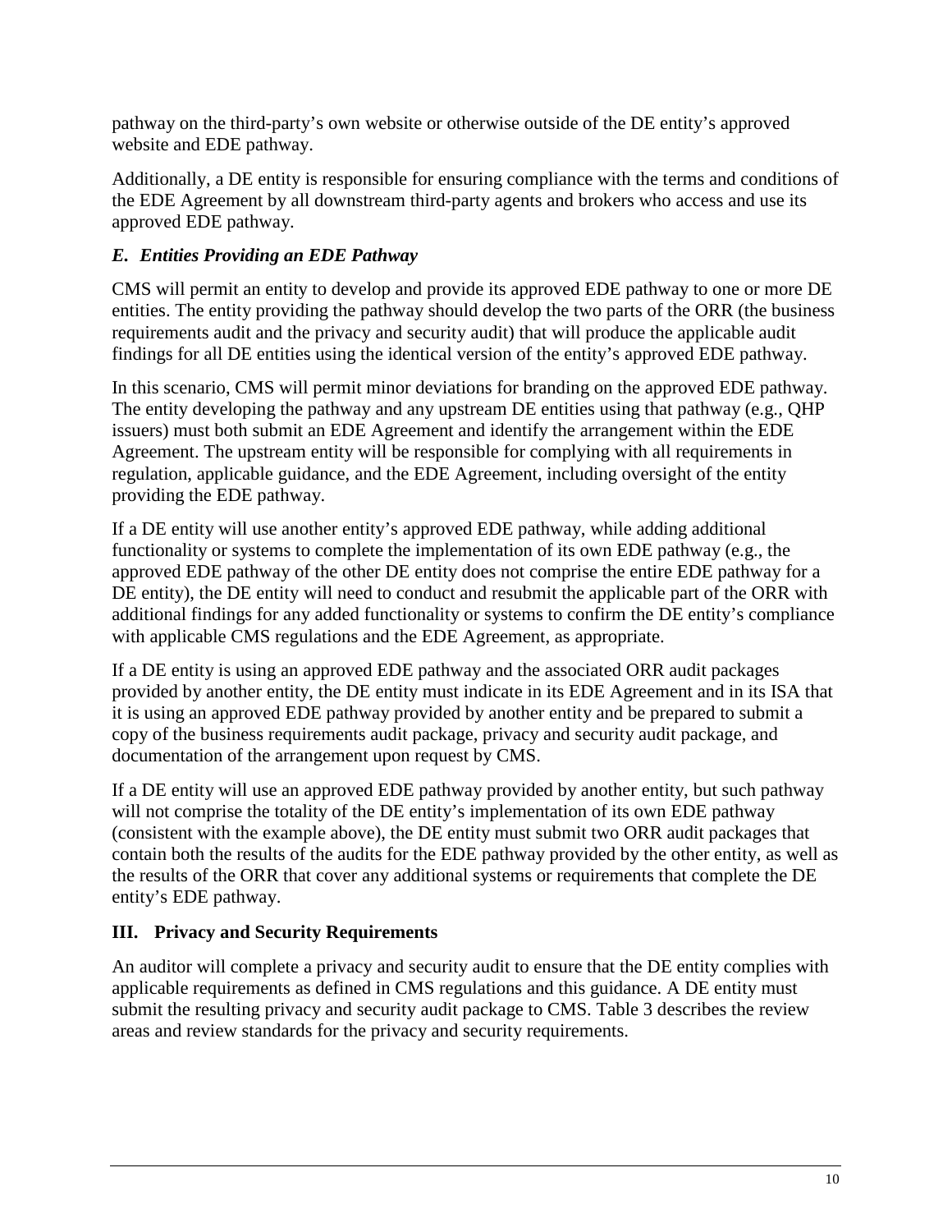pathway on the third-party's own website or otherwise outside of the DE entity's approved website and EDE pathway.

Additionally, a DE entity is responsible for ensuring compliance with the terms and conditions of the EDE Agreement by all downstream third-party agents and brokers who access and use its approved EDE pathway.

### *E. Entities Providing an EDE Pathway*

CMS will permit an entity to develop and provide its approved EDE pathway to one or more DE entities. The entity providing the pathway should develop the two parts of the ORR (the business requirements audit and the privacy and security audit) that will produce the applicable audit findings for all DE entities using the identical version of the entity's approved EDE pathway.

In this scenario, CMS will permit minor deviations for branding on the approved EDE pathway. The entity developing the pathway and any upstream DE entities using that pathway (e.g., QHP issuers) must both submit an EDE Agreement and identify the arrangement within the EDE Agreement. The upstream entity will be responsible for complying with all requirements in regulation, applicable guidance, and the EDE Agreement, including oversight of the entity providing the EDE pathway.

If a DE entity will use another entity's approved EDE pathway, while adding additional functionality or systems to complete the implementation of its own EDE pathway (e.g., the approved EDE pathway of the other DE entity does not comprise the entire EDE pathway for a DE entity), the DE entity will need to conduct and resubmit the applicable part of the ORR with additional findings for any added functionality or systems to confirm the DE entity's compliance with applicable CMS regulations and the EDE Agreement, as appropriate.

If a DE entity is using an approved EDE pathway and the associated ORR audit packages provided by another entity, the DE entity must indicate in its EDE Agreement and in its ISA that it is using an approved EDE pathway provided by another entity and be prepared to submit a copy of the business requirements audit package, privacy and security audit package, and documentation of the arrangement upon request by CMS.

If a DE entity will use an approved EDE pathway provided by another entity, but such pathway will not comprise the totality of the DE entity's implementation of its own EDE pathway (consistent with the example above), the DE entity must submit two ORR audit packages that contain both the results of the audits for the EDE pathway provided by the other entity, as well as the results of the ORR that cover any additional systems or requirements that complete the DE entity's EDE pathway.

## III. Privacy and Security Requirements

An auditor will complete a privacy and security audit to ensure that the DE entity complies with applicable requirements as defined in CMS regulations and this guidance. A DE entity must submit the resulting privacy and security audit package to CMS. Table 3 describes the review areas and review standards for the privacy and security requirements.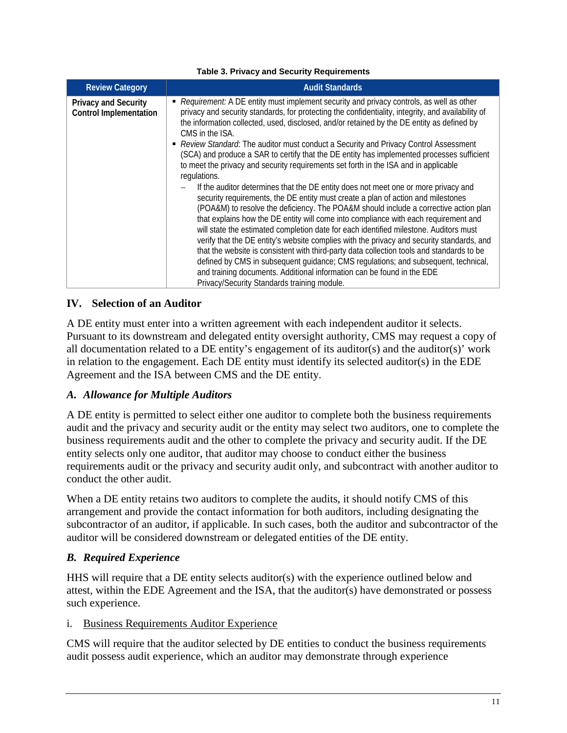**Table 3. Privacy and Security Requirements**

| Review Category | Audit Standards |
|---|---|
| **Privacy and Security Control Implementation** | ▪ *Requirement:* A DE entity must implement security and privacy controls, as well as other privacy and security standards, for protecting the confidentiality, integrity, and availability of the information collected, used, disclosed, and/or retained by the DE entity as defined by CMS in the ISA.<br>▪ *Review Standard*: The auditor must conduct a Security and Privacy Control Assessment (SCA) and produce a SAR to certify that the DE entity has implemented processes sufficient to meet the privacy and security requirements set forth in the ISA and in applicable regulations.<br>– If the auditor determines that the DE entity does not meet one or more privacy and security requirements, the DE entity must create a plan of action and milestones (POA&M) to resolve the deficiency. The POA&M should include a corrective action plan that explains how the DE entity will come into compliance with each requirement and will state the estimated completion date for each identified milestone. Auditors must verify that the DE entity's website complies with the privacy and security standards, and that the website is consistent with third-party data collection tools and standards to be defined by CMS in subsequent guidance; CMS regulations; and subsequent, technical, and training documents. Additional information can be found in the EDE Privacy/Security Standards training module. |

## IV. Selection of an Auditor

A DE entity must enter into a written agreement with each independent auditor it selects. Pursuant to its downstream and delegated entity oversight authority, CMS may request a copy of all documentation related to a DE entity's engagement of its auditor(s) and the auditor(s)' work in relation to the engagement. Each DE entity must identify its selected auditor(s) in the EDE Agreement and the ISA between CMS and the DE entity.

### *A. Allowance for Multiple Auditors*

A DE entity is permitted to select either one auditor to complete both the business requirements audit and the privacy and security audit or the entity may select two auditors, one to complete the business requirements audit and the other to complete the privacy and security audit. If the DE entity selects only one auditor, that auditor may choose to conduct either the business requirements audit or the privacy and security audit only, and subcontract with another auditor to conduct the other audit.

When a DE entity retains two auditors to complete the audits, it should notify CMS of this arrangement and provide the contact information for both auditors, including designating the subcontractor of an auditor, if applicable. In such cases, both the auditor and subcontractor of the auditor will be considered downstream or delegated entities of the DE entity.

### *B. Required Experience*

HHS will require that a DE entity selects auditor(s) with the experience outlined below and attest, within the EDE Agreement and the ISA, that the auditor(s) have demonstrated or possess such experience.

i. <u>Business Requirements Auditor Experience</u>

CMS will require that the auditor selected by DE entities to conduct the business requirements audit possess audit experience, which an auditor may demonstrate through experience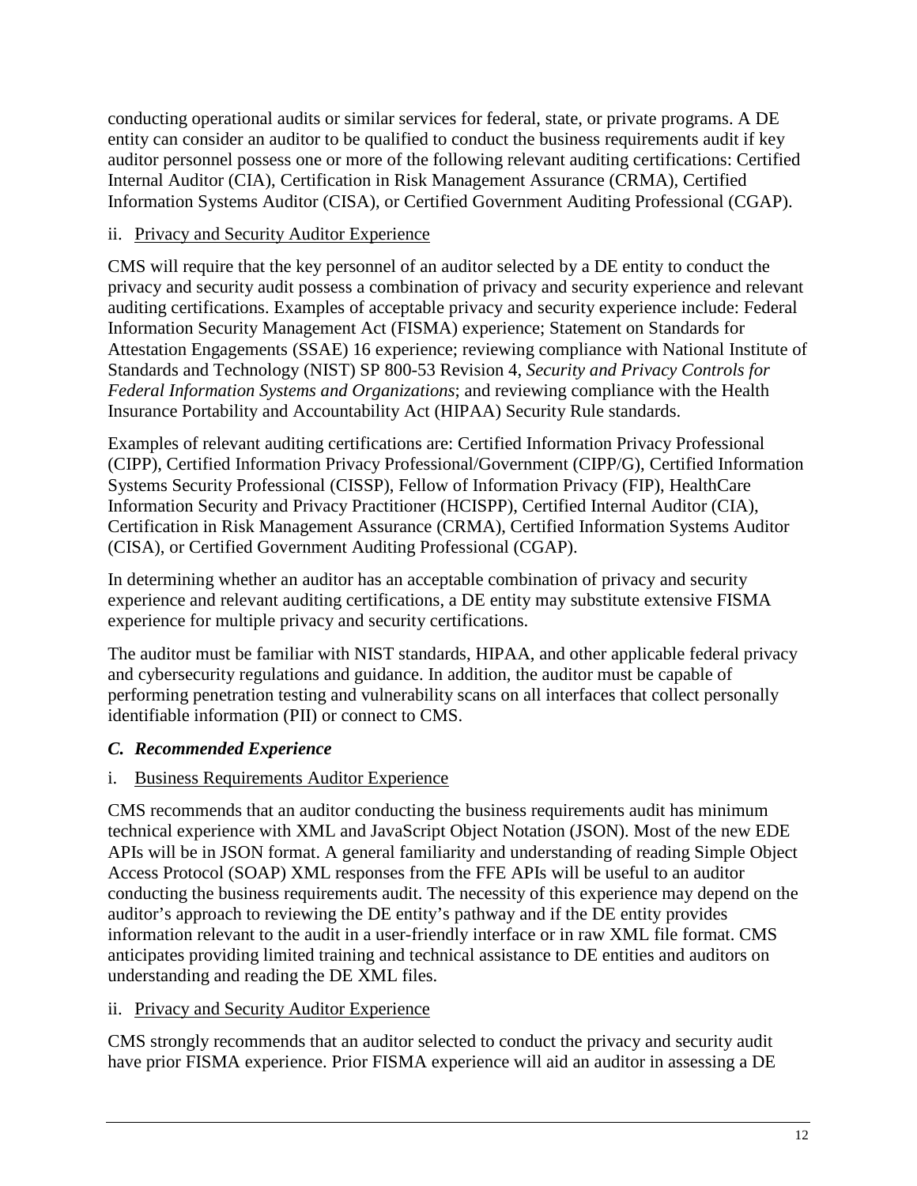conducting operational audits or similar services for federal, state, or private programs. A DE entity can consider an auditor to be qualified to conduct the business requirements audit if key auditor personnel possess one or more of the following relevant auditing certifications: Certified Internal Auditor (CIA), Certification in Risk Management Assurance (CRMA), Certified Information Systems Auditor (CISA), or Certified Government Auditing Professional (CGAP).

ii. Privacy and Security Auditor Experience

CMS will require that the key personnel of an auditor selected by a DE entity to conduct the privacy and security audit possess a combination of privacy and security experience and relevant auditing certifications. Examples of acceptable privacy and security experience include: Federal Information Security Management Act (FISMA) experience; Statement on Standards for Attestation Engagements (SSAE) 16 experience; reviewing compliance with National Institute of Standards and Technology (NIST) SP 800-53 Revision 4, *Security and Privacy Controls for Federal Information Systems and Organizations*; and reviewing compliance with the Health Insurance Portability and Accountability Act (HIPAA) Security Rule standards.

Examples of relevant auditing certifications are: Certified Information Privacy Professional (CIPP), Certified Information Privacy Professional/Government (CIPP/G), Certified Information Systems Security Professional (CISSP), Fellow of Information Privacy (FIP), HealthCare Information Security and Privacy Practitioner (HCISPP), Certified Internal Auditor (CIA), Certification in Risk Management Assurance (CRMA), Certified Information Systems Auditor (CISA), or Certified Government Auditing Professional (CGAP).

In determining whether an auditor has an acceptable combination of privacy and security experience and relevant auditing certifications, a DE entity may substitute extensive FISMA experience for multiple privacy and security certifications.

The auditor must be familiar with NIST standards, HIPAA, and other applicable federal privacy and cybersecurity regulations and guidance. In addition, the auditor must be capable of performing penetration testing and vulnerability scans on all interfaces that collect personally identifiable information (PII) or connect to CMS.

### *C. Recommended Experience*

i. Business Requirements Auditor Experience

CMS recommends that an auditor conducting the business requirements audit has minimum technical experience with XML and JavaScript Object Notation (JSON). Most of the new EDE APIs will be in JSON format. A general familiarity and understanding of reading Simple Object Access Protocol (SOAP) XML responses from the FFE APIs will be useful to an auditor conducting the business requirements audit. The necessity of this experience may depend on the auditor's approach to reviewing the DE entity's pathway and if the DE entity provides information relevant to the audit in a user-friendly interface or in raw XML file format. CMS anticipates providing limited training and technical assistance to DE entities and auditors on understanding and reading the DE XML files.

ii. Privacy and Security Auditor Experience

CMS strongly recommends that an auditor selected to conduct the privacy and security audit have prior FISMA experience. Prior FISMA experience will aid an auditor in assessing a DE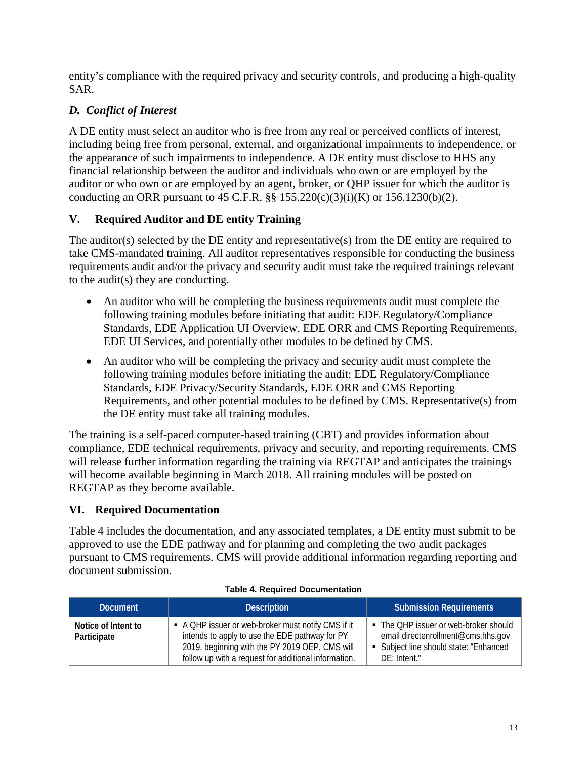entity's compliance with the required privacy and security controls, and producing a high-quality SAR.

### *D. Conflict of Interest*

A DE entity must select an auditor who is free from any real or perceived conflicts of interest, including being free from personal, external, and organizational impairments to independence, or the appearance of such impairments to independence. A DE entity must disclose to HHS any financial relationship between the auditor and individuals who own or are employed by the auditor or who own or are employed by an agent, broker, or QHP issuer for which the auditor is conducting an ORR pursuant to 45 C.F.R. §§ 155.220(c)(3)(i)(K) or 156.1230(b)(2).

## V. Required Auditor and DE entity Training

The auditor(s) selected by the DE entity and representative(s) from the DE entity are required to take CMS-mandated training. All auditor representatives responsible for conducting the business requirements audit and/or the privacy and security audit must take the required trainings relevant to the audit(s) they are conducting.

- An auditor who will be completing the business requirements audit must complete the following training modules before initiating that audit: EDE Regulatory/Compliance Standards, EDE Application UI Overview, EDE ORR and CMS Reporting Requirements, EDE UI Services, and potentially other modules to be defined by CMS.
- An auditor who will be completing the privacy and security audit must complete the following training modules before initiating the audit: EDE Regulatory/Compliance Standards, EDE Privacy/Security Standards, EDE ORR and CMS Reporting Requirements, and other potential modules to be defined by CMS. Representative(s) from the DE entity must take all training modules.

The training is a self-paced computer-based training (CBT) and provides information about compliance, EDE technical requirements, privacy and security, and reporting requirements. CMS will release further information regarding the training via REGTAP and anticipates the trainings will become available beginning in March 2018. All training modules will be posted on REGTAP as they become available.

## VI. Required Documentation

Table 4 includes the documentation, and any associated templates, a DE entity must submit to be approved to use the EDE pathway and for planning and completing the two audit packages pursuant to CMS requirements. CMS will provide additional information regarding reporting and document submission.

**Table 4. Required Documentation**

| Document | Description | Submission Requirements |
| --- | --- | --- |
| Notice of Intent to Participate | ▪ A QHP issuer or web-broker must notify CMS if it intends to apply to use the EDE pathway for PY 2019, beginning with the PY 2019 OEP. CMS will follow up with a request for additional information. | ▪ The QHP issuer or web-broker should email directenrollment@cms.hhs.gov<br>▪ Subject line should state: "Enhanced DE: Intent." |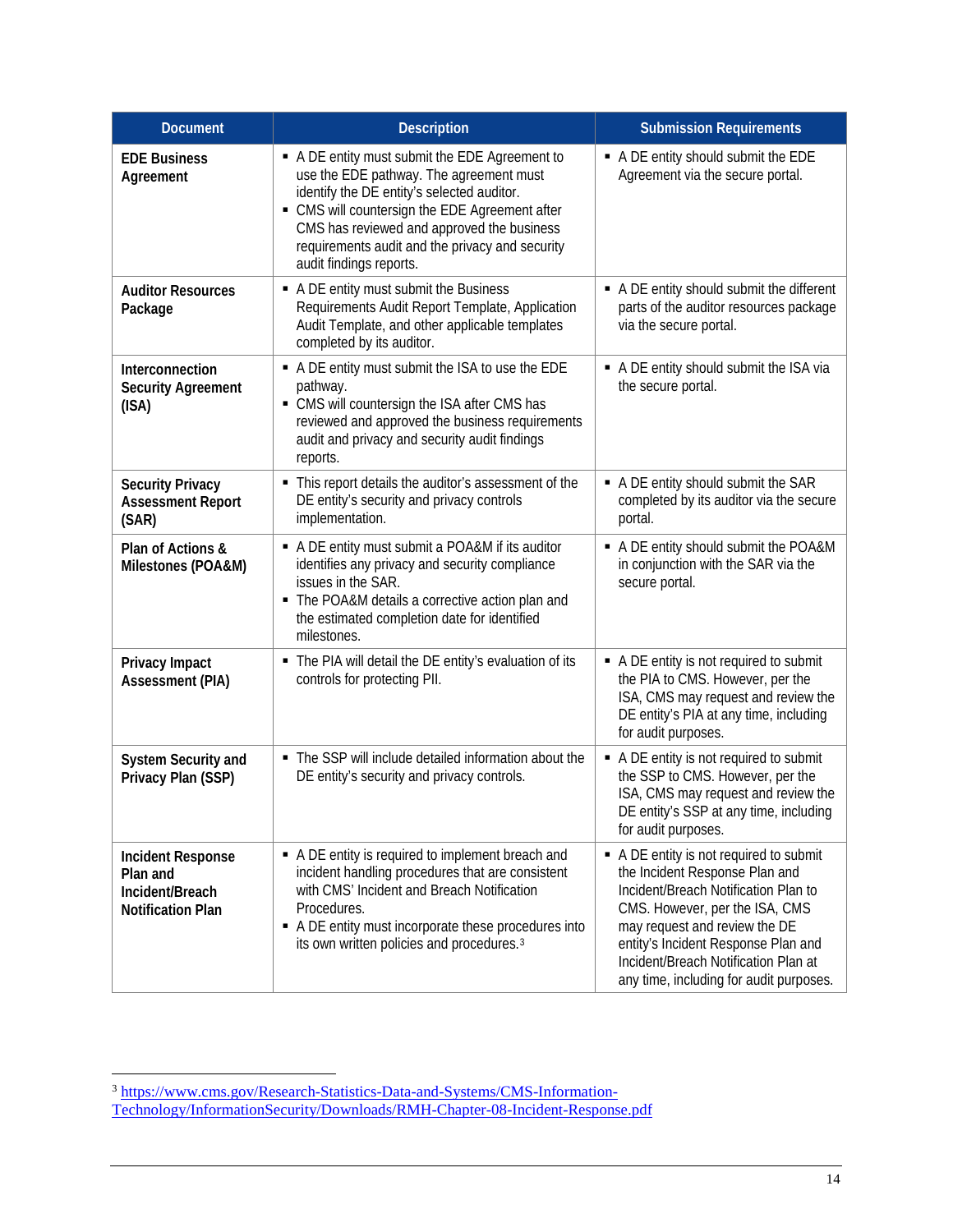| Document | Description | Submission Requirements |
|---|---|---|
| **EDE Business Agreement** | ▪ A DE entity must submit the EDE Agreement to use the EDE pathway. The agreement must identify the DE entity's selected auditor.<br>▪ CMS will countersign the EDE Agreement after CMS has reviewed and approved the business requirements audit and the privacy and security audit findings reports. | ▪ A DE entity should submit the EDE Agreement via the secure portal. |
| **Auditor Resources Package** | ▪ A DE entity must submit the Business Requirements Audit Report Template, Application Audit Template, and other applicable templates completed by its auditor. | ▪ A DE entity should submit the different parts of the auditor resources package via the secure portal. |
| **Interconnection Security Agreement (ISA)** | ▪ A DE entity must submit the ISA to use the EDE pathway.<br>▪ CMS will countersign the ISA after CMS has reviewed and approved the business requirements audit and privacy and security audit findings reports. | ▪ A DE entity should submit the ISA via the secure portal. |
| **Security Privacy Assessment Report (SAR)** | ▪ This report details the auditor's assessment of the DE entity's security and privacy controls implementation. | ▪ A DE entity should submit the SAR completed by its auditor via the secure portal. |
| **Plan of Actions & Milestones (POA&M)** | ▪ A DE entity must submit a POA&M if its auditor identifies any privacy and security compliance issues in the SAR.<br>▪ The POA&M details a corrective action plan and the estimated completion date for identified milestones. | ▪ A DE entity should submit the POA&M in conjunction with the SAR via the secure portal. |
| **Privacy Impact Assessment (PIA)** | ▪ The PIA will detail the DE entity's evaluation of its controls for protecting PII. | ▪ A DE entity is not required to submit the PIA to CMS. However, per the ISA, CMS may request and review the DE entity's PIA at any time, including for audit purposes. |
| **System Security and Privacy Plan (SSP)** | ▪ The SSP will include detailed information about the DE entity's security and privacy controls. | ▪ A DE entity is not required to submit the SSP to CMS. However, per the ISA, CMS may request and review the DE entity's SSP at any time, including for audit purposes. |
| **Incident Response Plan and Incident/Breach Notification Plan** | ▪ A DE entity is required to implement breach and incident handling procedures that are consistent with CMS' Incident and Breach Notification Procedures.<br>▪ A DE entity must incorporate these procedures into its own written policies and procedures.[3] | ▪ A DE entity is not required to submit the Incident Response Plan and Incident/Breach Notification Plan to CMS. However, per the ISA, CMS may request and review the DE entity's Incident Response Plan and Incident/Breach Notification Plan at any time, including for audit purposes. |

[3] https://www.cms.gov/Research-Statistics-Data-and-Systems/CMS-Information-Technology/InformationSecurity/Downloads/RMH-Chapter-08-Incident-Response.pdf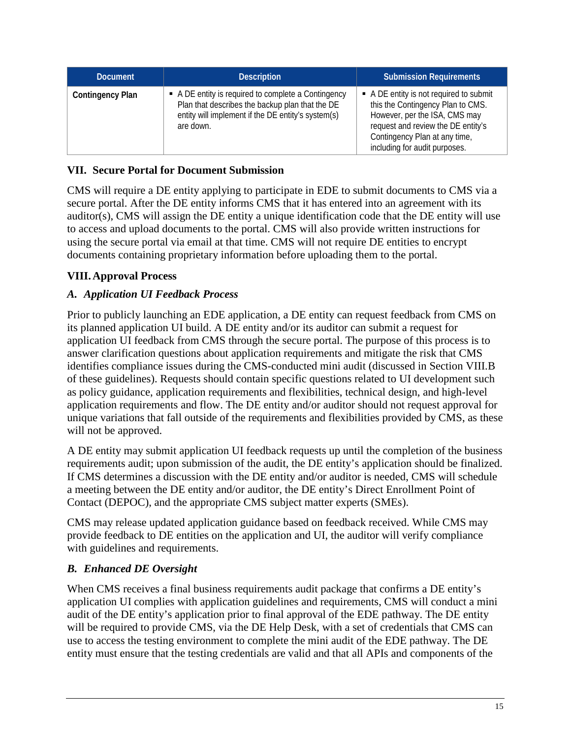| Document | Description | Submission Requirements |
| --- | --- | --- |
| **Contingency Plan** | ▪ A DE entity is required to complete a Contingency Plan that describes the backup plan that the DE entity will implement if the DE entity's system(s) are down. | ▪ A DE entity is not required to submit this the Contingency Plan to CMS. However, per the ISA, CMS may request and review the DE entity's Contingency Plan at any time, including for audit purposes. |

## VII. Secure Portal for Document Submission

CMS will require a DE entity applying to participate in EDE to submit documents to CMS via a secure portal. After the DE entity informs CMS that it has entered into an agreement with its auditor(s), CMS will assign the DE entity a unique identification code that the DE entity will use to access and upload documents to the portal. CMS will also provide written instructions for using the secure portal via email at that time. CMS will not require DE entities to encrypt documents containing proprietary information before uploading them to the portal.

## VIII. Approval Process

### *A. Application UI Feedback Process*

Prior to publicly launching an EDE application, a DE entity can request feedback from CMS on its planned application UI build. A DE entity and/or its auditor can submit a request for application UI feedback from CMS through the secure portal. The purpose of this process is to answer clarification questions about application requirements and mitigate the risk that CMS identifies compliance issues during the CMS-conducted mini audit (discussed in Section VIII.B of these guidelines). Requests should contain specific questions related to UI development such as policy guidance, application requirements and flexibilities, technical design, and high-level application requirements and flow. The DE entity and/or auditor should not request approval for unique variations that fall outside of the requirements and flexibilities provided by CMS, as these will not be approved.

A DE entity may submit application UI feedback requests up until the completion of the business requirements audit; upon submission of the audit, the DE entity's application should be finalized. If CMS determines a discussion with the DE entity and/or auditor is needed, CMS will schedule a meeting between the DE entity and/or auditor, the DE entity's Direct Enrollment Point of Contact (DEPOC), and the appropriate CMS subject matter experts (SMEs).

CMS may release updated application guidance based on feedback received. While CMS may provide feedback to DE entities on the application and UI, the auditor will verify compliance with guidelines and requirements.

### *B. Enhanced DE Oversight*

When CMS receives a final business requirements audit package that confirms a DE entity's application UI complies with application guidelines and requirements, CMS will conduct a mini audit of the DE entity's application prior to final approval of the EDE pathway. The DE entity will be required to provide CMS, via the DE Help Desk, with a set of credentials that CMS can use to access the testing environment to complete the mini audit of the EDE pathway. The DE entity must ensure that the testing credentials are valid and that all APIs and components of the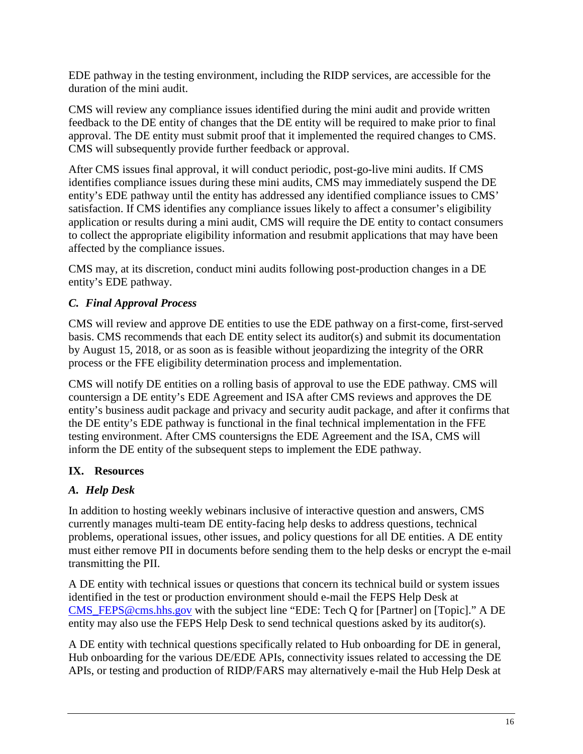EDE pathway in the testing environment, including the RIDP services, are accessible for the duration of the mini audit.

CMS will review any compliance issues identified during the mini audit and provide written feedback to the DE entity of changes that the DE entity will be required to make prior to final approval. The DE entity must submit proof that it implemented the required changes to CMS. CMS will subsequently provide further feedback or approval.

After CMS issues final approval, it will conduct periodic, post-go-live mini audits. If CMS identifies compliance issues during these mini audits, CMS may immediately suspend the DE entity's EDE pathway until the entity has addressed any identified compliance issues to CMS' satisfaction. If CMS identifies any compliance issues likely to affect a consumer's eligibility application or results during a mini audit, CMS will require the DE entity to contact consumers to collect the appropriate eligibility information and resubmit applications that may have been affected by the compliance issues.

CMS may, at its discretion, conduct mini audits following post-production changes in a DE entity's EDE pathway.

### *C. Final Approval Process*

CMS will review and approve DE entities to use the EDE pathway on a first-come, first-served basis. CMS recommends that each DE entity select its auditor(s) and submit its documentation by August 15, 2018, or as soon as is feasible without jeopardizing the integrity of the ORR process or the FFE eligibility determination process and implementation.

CMS will notify DE entities on a rolling basis of approval to use the EDE pathway. CMS will countersign a DE entity's EDE Agreement and ISA after CMS reviews and approves the DE entity's business audit package and privacy and security audit package, and after it confirms that the DE entity's EDE pathway is functional in the final technical implementation in the FFE testing environment. After CMS countersigns the EDE Agreement and the ISA, CMS will inform the DE entity of the subsequent steps to implement the EDE pathway.

## IX. Resources

### *A. Help Desk*

In addition to hosting weekly webinars inclusive of interactive question and answers, CMS currently manages multi-team DE entity-facing help desks to address questions, technical problems, operational issues, other issues, and policy questions for all DE entities. A DE entity must either remove PII in documents before sending them to the help desks or encrypt the e-mail transmitting the PII.

A DE entity with technical issues or questions that concern its technical build or system issues identified in the test or production environment should e-mail the FEPS Help Desk at CMS_FEPS@cms.hhs.gov with the subject line "EDE: Tech Q for [Partner] on [Topic]." A DE entity may also use the FEPS Help Desk to send technical questions asked by its auditor(s).

A DE entity with technical questions specifically related to Hub onboarding for DE in general, Hub onboarding for the various DE/EDE APIs, connectivity issues related to accessing the DE APIs, or testing and production of RIDP/FARS may alternatively e-mail the Hub Help Desk at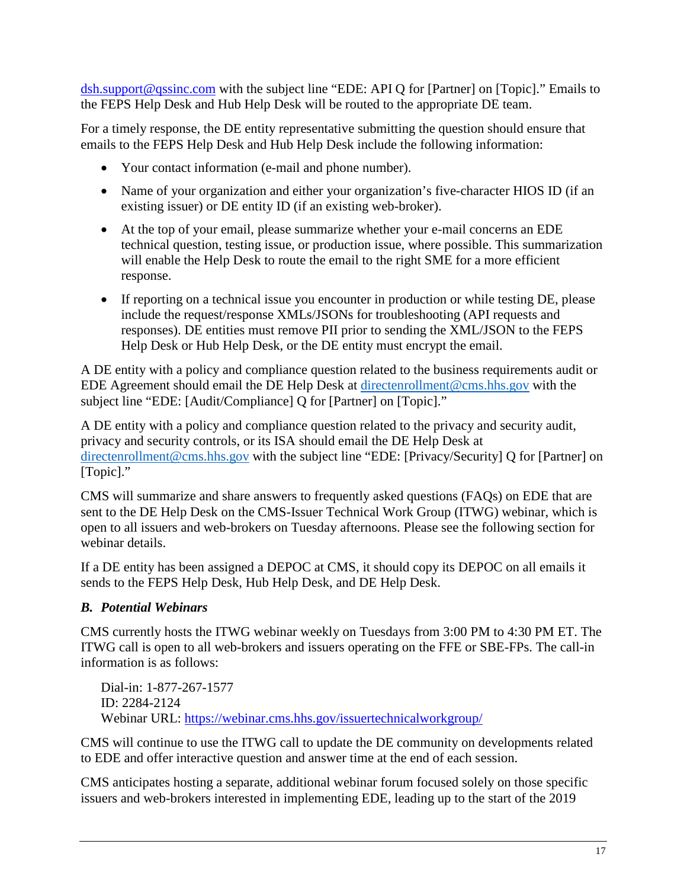dsh.support@qssinc.com with the subject line "EDE: API Q for [Partner] on [Topic]." Emails to the FEPS Help Desk and Hub Help Desk will be routed to the appropriate DE team.

For a timely response, the DE entity representative submitting the question should ensure that emails to the FEPS Help Desk and Hub Help Desk include the following information:

- Your contact information (e-mail and phone number).
- Name of your organization and either your organization's five-character HIOS ID (if an existing issuer) or DE entity ID (if an existing web-broker).
- At the top of your email, please summarize whether your e-mail concerns an EDE technical question, testing issue, or production issue, where possible. This summarization will enable the Help Desk to route the email to the right SME for a more efficient response.
- If reporting on a technical issue you encounter in production or while testing DE, please include the request/response XMLs/JSONs for troubleshooting (API requests and responses). DE entities must remove PII prior to sending the XML/JSON to the FEPS Help Desk or Hub Help Desk, or the DE entity must encrypt the email.

A DE entity with a policy and compliance question related to the business requirements audit or EDE Agreement should email the DE Help Desk at directenrollment@cms.hhs.gov with the subject line "EDE: [Audit/Compliance] Q for [Partner] on [Topic]."

A DE entity with a policy and compliance question related to the privacy and security audit, privacy and security controls, or its ISA should email the DE Help Desk at directenrollment@cms.hhs.gov with the subject line "EDE: [Privacy/Security] Q for [Partner] on [Topic]."

CMS will summarize and share answers to frequently asked questions (FAQs) on EDE that are sent to the DE Help Desk on the CMS-Issuer Technical Work Group (ITWG) webinar, which is open to all issuers and web-brokers on Tuesday afternoons. Please see the following section for webinar details.

If a DE entity has been assigned a DEPOC at CMS, it should copy its DEPOC on all emails it sends to the FEPS Help Desk, Hub Help Desk, and DE Help Desk.

### *B. Potential Webinars*

CMS currently hosts the ITWG webinar weekly on Tuesdays from 3:00 PM to 4:30 PM ET. The ITWG call is open to all web-brokers and issuers operating on the FFE or SBE-FPs. The call-in information is as follows:

Dial-in: 1-877-267-1577
ID: 2284-2124
Webinar URL: https://webinar.cms.hhs.gov/issuertechnicalworkgroup/

CMS will continue to use the ITWG call to update the DE community on developments related to EDE and offer interactive question and answer time at the end of each session.

CMS anticipates hosting a separate, additional webinar forum focused solely on those specific issuers and web-brokers interested in implementing EDE, leading up to the start of the 2019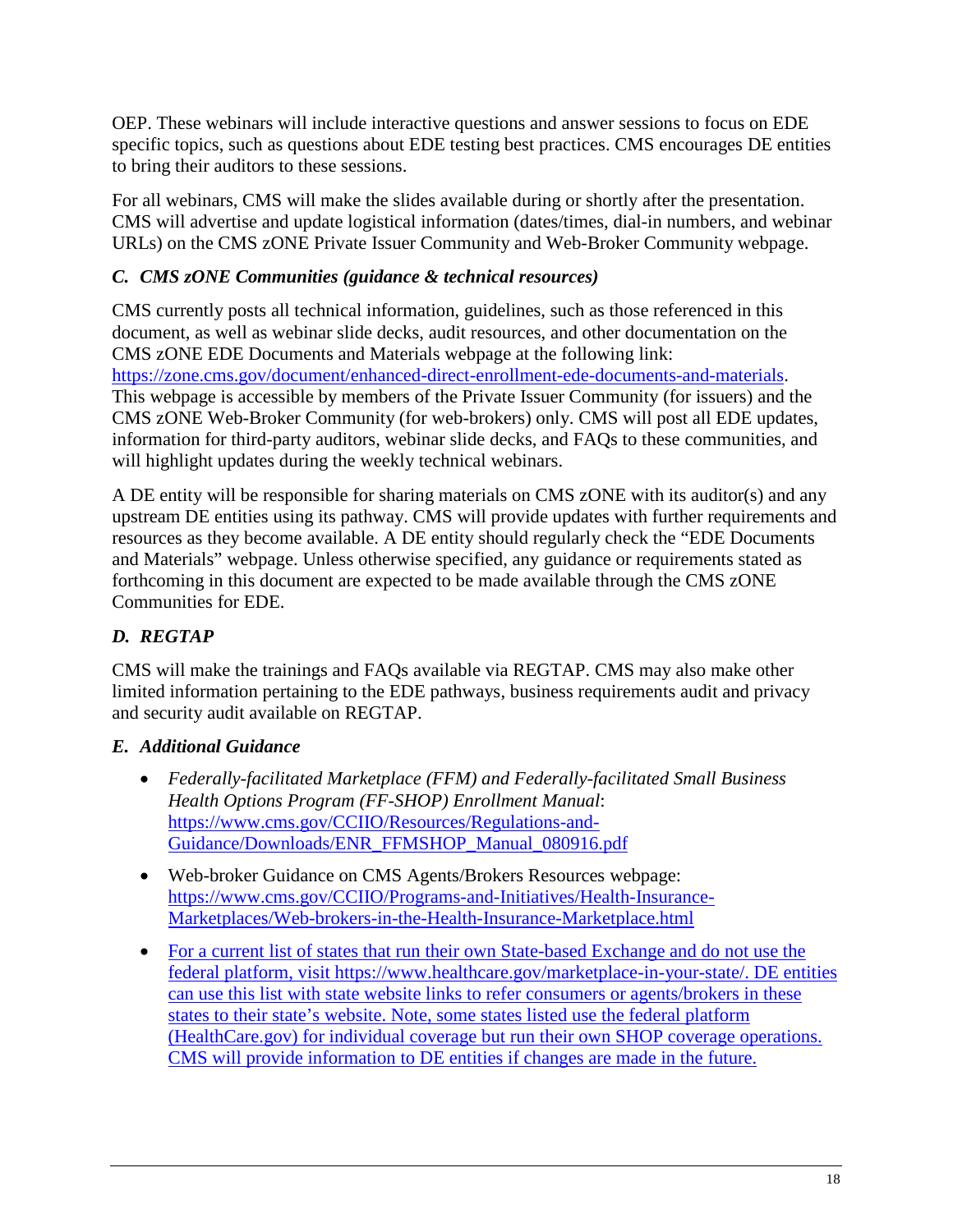OEP. These webinars will include interactive questions and answer sessions to focus on EDE specific topics, such as questions about EDE testing best practices. CMS encourages DE entities to bring their auditors to these sessions.

For all webinars, CMS will make the slides available during or shortly after the presentation. CMS will advertise and update logistical information (dates/times, dial-in numbers, and webinar URLs) on the CMS zONE Private Issuer Community and Web-Broker Community webpage.

### *C. CMS zONE Communities (guidance & technical resources)*

CMS currently posts all technical information, guidelines, such as those referenced in this document, as well as webinar slide decks, audit resources, and other documentation on the CMS zONE EDE Documents and Materials webpage at the following link: https://zone.cms.gov/document/enhanced-direct-enrollment-ede-documents-and-materials. This webpage is accessible by members of the Private Issuer Community (for issuers) and the CMS zONE Web-Broker Community (for web-brokers) only. CMS will post all EDE updates, information for third-party auditors, webinar slide decks, and FAQs to these communities, and will highlight updates during the weekly technical webinars.

A DE entity will be responsible for sharing materials on CMS zONE with its auditor(s) and any upstream DE entities using its pathway. CMS will provide updates with further requirements and resources as they become available. A DE entity should regularly check the "EDE Documents and Materials" webpage. Unless otherwise specified, any guidance or requirements stated as forthcoming in this document are expected to be made available through the CMS zONE Communities for EDE.

### *D. REGTAP*

CMS will make the trainings and FAQs available via REGTAP. CMS may also make other limited information pertaining to the EDE pathways, business requirements audit and privacy and security audit available on REGTAP.

### *E. Additional Guidance*

- *Federally-facilitated Marketplace (FFM) and Federally-facilitated Small Business Health Options Program (FF-SHOP) Enrollment Manual*: https://www.cms.gov/CCIIO/Resources/Regulations-and-Guidance/Downloads/ENR_FFMSHOP_Manual_080916.pdf
- Web-broker Guidance on CMS Agents/Brokers Resources webpage: https://www.cms.gov/CCIIO/Programs-and-Initiatives/Health-Insurance-Marketplaces/Web-brokers-in-the-Health-Insurance-Marketplace.html
- For a current list of states that run their own State-based Exchange and do not use the federal platform, visit https://www.healthcare.gov/marketplace-in-your-state/. DE entities can use this list with state website links to refer consumers or agents/brokers in these states to their state's website. Note, some states listed use the federal platform (HealthCare.gov) for individual coverage but run their own SHOP coverage operations. CMS will provide information to DE entities if changes are made in the future.